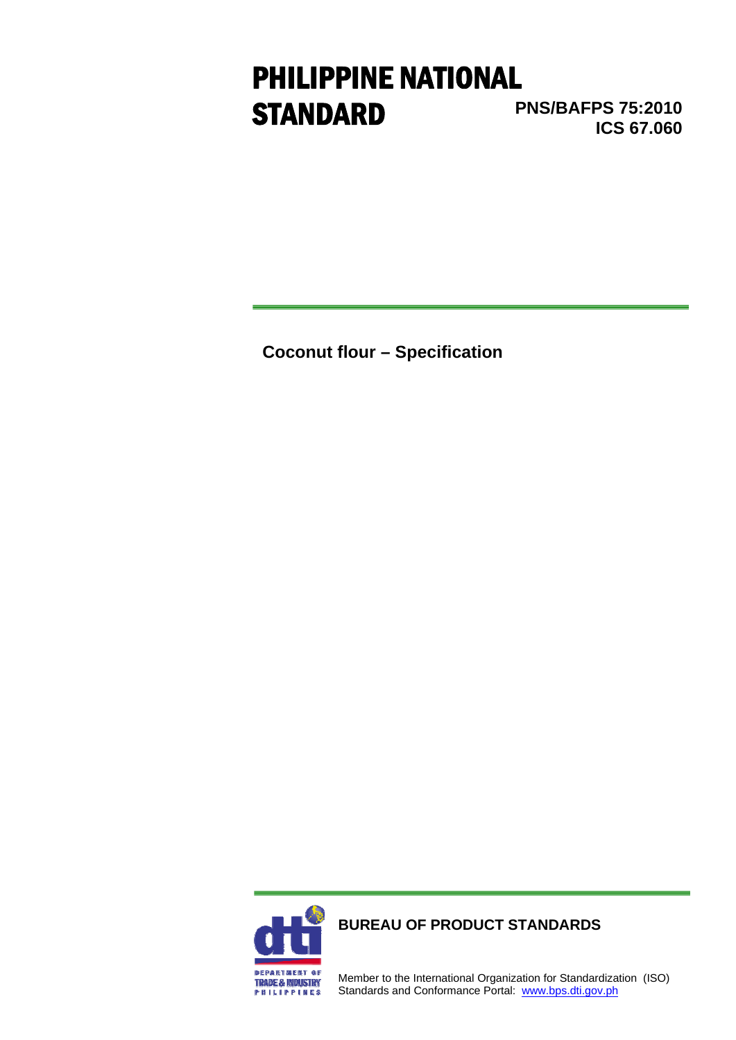# PHILIPPINE NATIONAL STANDARD

**PNS/BAFPS 75:2010**
**ICS 67.060**

**Coconut flour – Specification**

**BUREAU OF PRODUCT STANDARDS**

Member to the International Organization for Standardization (ISO)
Standards and Conformance Portal: www.bps.dti.gov.ph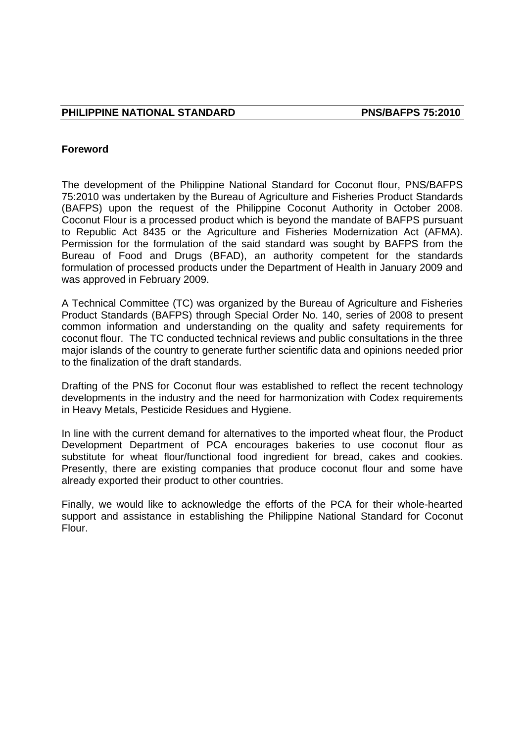## Foreword

The development of the Philippine National Standard for Coconut flour, PNS/BAFPS 75:2010 was undertaken by the Bureau of Agriculture and Fisheries Product Standards (BAFPS) upon the request of the Philippine Coconut Authority in October 2008. Coconut Flour is a processed product which is beyond the mandate of BAFPS pursuant to Republic Act 8435 or the Agriculture and Fisheries Modernization Act (AFMA). Permission for the formulation of the said standard was sought by BAFPS from the Bureau of Food and Drugs (BFAD), an authority competent for the standards formulation of processed products under the Department of Health in January 2009 and was approved in February 2009.

A Technical Committee (TC) was organized by the Bureau of Agriculture and Fisheries Product Standards (BAFPS) through Special Order No. 140, series of 2008 to present common information and understanding on the quality and safety requirements for coconut flour. The TC conducted technical reviews and public consultations in the three major islands of the country to generate further scientific data and opinions needed prior to the finalization of the draft standards.

Drafting of the PNS for Coconut flour was established to reflect the recent technology developments in the industry and the need for harmonization with Codex requirements in Heavy Metals, Pesticide Residues and Hygiene.

In line with the current demand for alternatives to the imported wheat flour, the Product Development Department of PCA encourages bakeries to use coconut flour as substitute for wheat flour/functional food ingredient for bread, cakes and cookies. Presently, there are existing companies that produce coconut flour and some have already exported their product to other countries.

Finally, we would like to acknowledge the efforts of the PCA for their whole-hearted support and assistance in establishing the Philippine National Standard for Coconut Flour.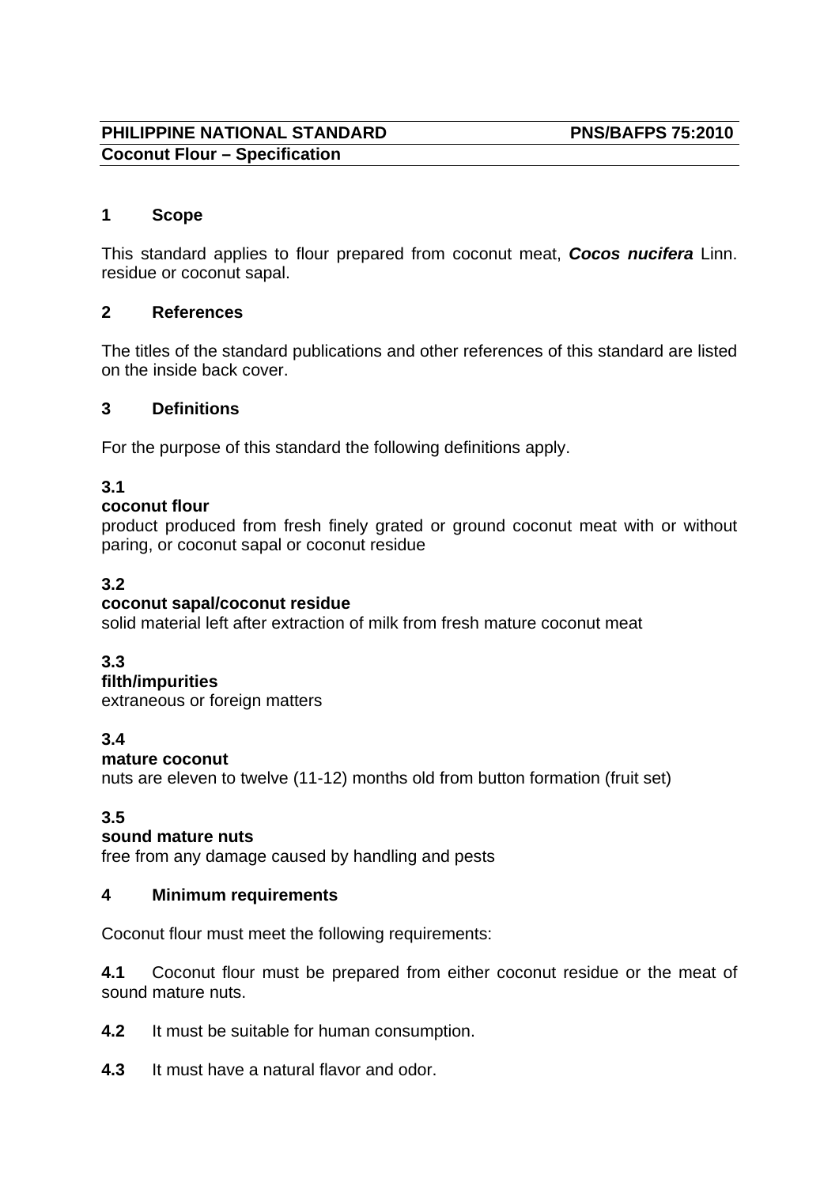**PHILIPPINE NATIONAL STANDARD** **PNS/BAFPS 75:2010**
**Coconut Flour – Specification**

## 1 Scope

This standard applies to flour prepared from coconut meat, ***Cocos nucifera*** Linn. residue or coconut sapal.

## 2 References

The titles of the standard publications and other references of this standard are listed on the inside back cover.

## 3 Definitions

For the purpose of this standard the following definitions apply.

**3.1**
**coconut flour**
product produced from fresh finely grated or ground coconut meat with or without paring, or coconut sapal or coconut residue

**3.2**
**coconut sapal/coconut residue**
solid material left after extraction of milk from fresh mature coconut meat

**3.3**
**filth/impurities**
extraneous or foreign matters

**3.4**
**mature coconut**
nuts are eleven to twelve (11-12) months old from button formation (fruit set)

**3.5**
**sound mature nuts**
free from any damage caused by handling and pests

## 4 Minimum requirements

Coconut flour must meet the following requirements:

**4.1** Coconut flour must be prepared from either coconut residue or the meat of sound mature nuts.

**4.2** It must be suitable for human consumption.

**4.3** It must have a natural flavor and odor.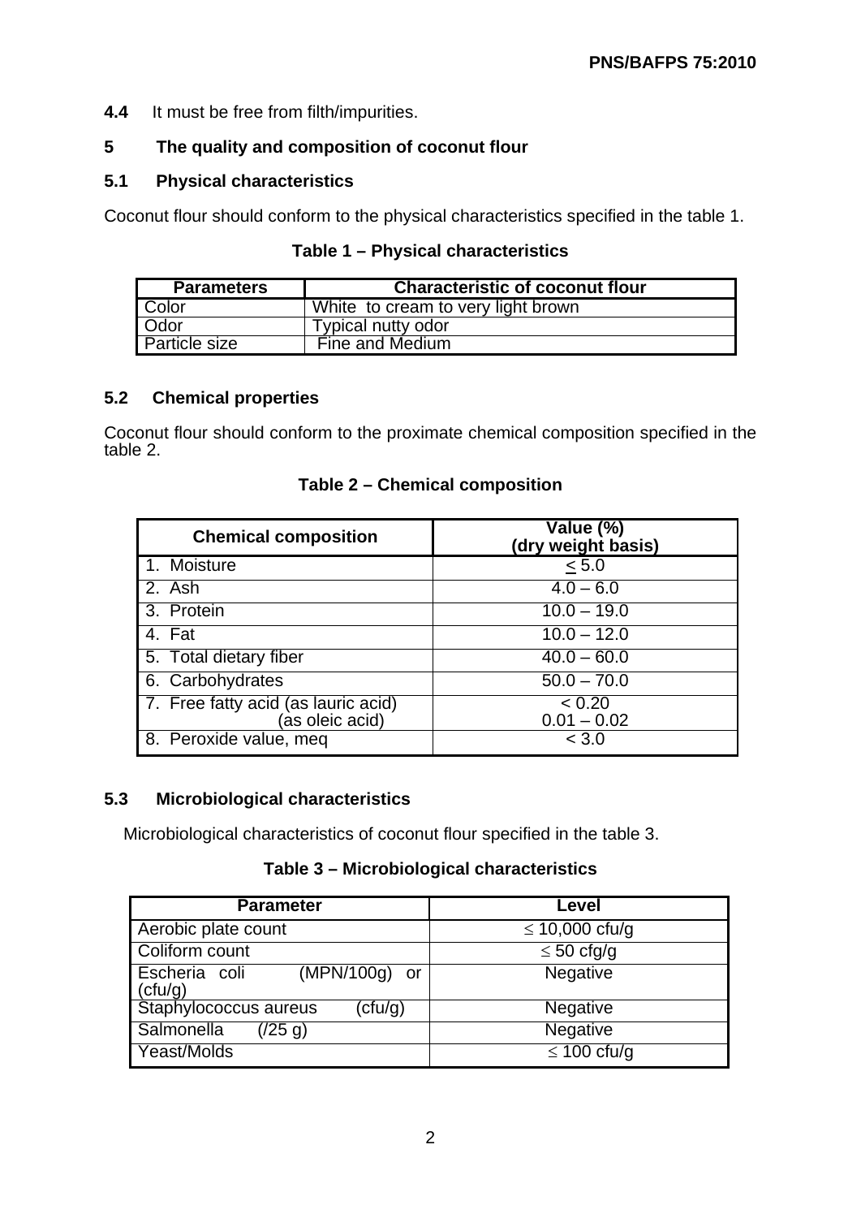**4.4** It must be free from filth/impurities.

## 5 The quality and composition of coconut flour

### 5.1 Physical characteristics

Coconut flour should conform to the physical characteristics specified in the table 1.

**Table 1 – Physical characteristics**

| Parameters | Characteristic of coconut flour |
|---|---|
| Color | White to cream to very light brown |
| Odor | Typical nutty odor |
| Particle size | Fine and Medium |

### 5.2 Chemical properties

Coconut flour should conform to the proximate chemical composition specified in the table 2.

**Table 2 – Chemical composition**

| Chemical composition | Value (%) (dry weight basis) |
|---|---|
| 1. Moisture | $\leq$ 5.0 |
| 2. Ash | 4.0 – 6.0 |
| 3. Protein | 10.0 – 19.0 |
| 4. Fat | 10.0 – 12.0 |
| 5. Total dietary fiber | 40.0 – 60.0 |
| 6. Carbohydrates | 50.0 – 70.0 |
| 7. Free fatty acid (as lauric acid) (as oleic acid) | < 0.20<br>0.01 – 0.02 |
| 8. Peroxide value, meq | < 3.0 |

### 5.3 Microbiological characteristics

Microbiological characteristics of coconut flour specified in the table 3.

**Table 3 – Microbiological characteristics**

| Parameter | Level |
|---|---|
| Aerobic plate count | $\leq$ 10,000 cfu/g |
| Coliform count | $\leq$ 50 cfg/g |
| Escheria coli (MPN/100g) or (cfu/g) | Negative |
| Staphylococcus aureus (cfu/g) | Negative |
| Salmonella (/25 g) | Negative |
| Yeast/Molds | $\leq$ 100 cfu/g |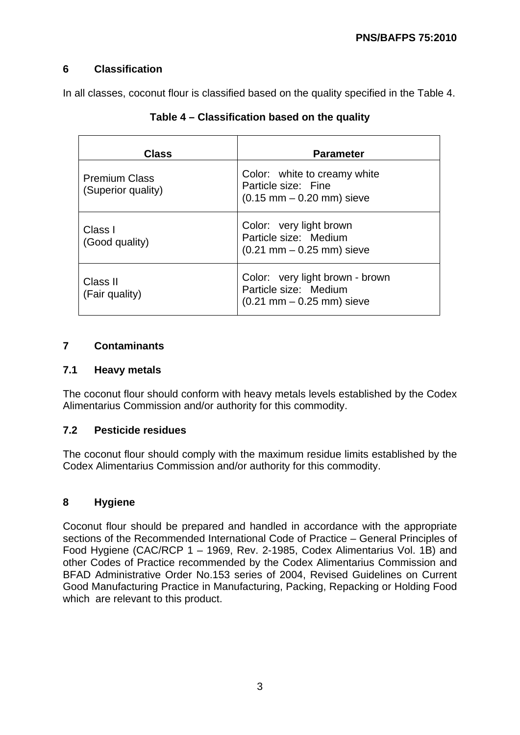## 6 Classification

In all classes, coconut flour is classified based on the quality specified in the Table 4.

**Table 4 – Classification based on the quality**

| Class | Parameter |
|---|---|
| Premium Class (Superior quality) | Color: white to creamy white<br>Particle size: Fine<br>(0.15 mm – 0.20 mm) sieve |
| Class I (Good quality) | Color: very light brown<br>Particle size: Medium<br>(0.21 mm – 0.25 mm) sieve |
| Class II (Fair quality) | Color: very light brown - brown<br>Particle size: Medium<br>(0.21 mm – 0.25 mm) sieve |

## 7 Contaminants

### 7.1 Heavy metals

The coconut flour should conform with heavy metals levels established by the Codex Alimentarius Commission and/or authority for this commodity.

### 7.2 Pesticide residues

The coconut flour should comply with the maximum residue limits established by the Codex Alimentarius Commission and/or authority for this commodity.

## 8 Hygiene

Coconut flour should be prepared and handled in accordance with the appropriate sections of the Recommended International Code of Practice – General Principles of Food Hygiene (CAC/RCP 1 – 1969, Rev. 2-1985, Codex Alimentarius Vol. 1B) and other Codes of Practice recommended by the Codex Alimentarius Commission and BFAD Administrative Order No.153 series of 2004, Revised Guidelines on Current Good Manufacturing Practice in Manufacturing, Packing, Repacking or Holding Food which are relevant to this product.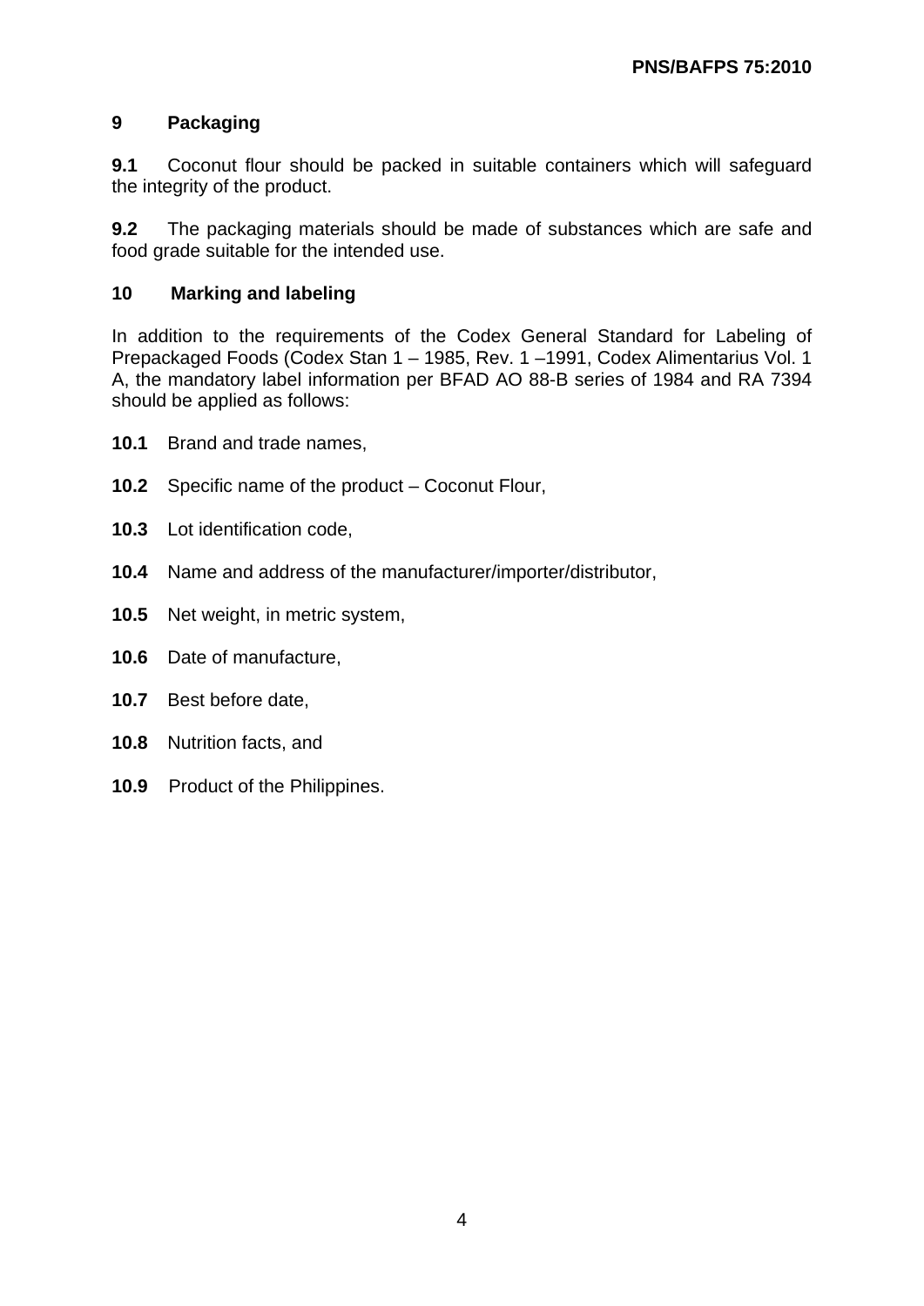## 9 Packaging

**9.1** Coconut flour should be packed in suitable containers which will safeguard the integrity of the product.

**9.2** The packaging materials should be made of substances which are safe and food grade suitable for the intended use.

## 10 Marking and labeling

In addition to the requirements of the Codex General Standard for Labeling of Prepackaged Foods (Codex Stan 1 – 1985, Rev. 1 –1991, Codex Alimentarius Vol. 1 A, the mandatory label information per BFAD AO 88-B series of 1984 and RA 7394 should be applied as follows:

**10.1** Brand and trade names,

**10.2** Specific name of the product – Coconut Flour,

**10.3** Lot identification code,

**10.4** Name and address of the manufacturer/importer/distributor,

**10.5** Net weight, in metric system,

**10.6** Date of manufacture,

**10.7** Best before date,

**10.8** Nutrition facts, and

**10.9** Product of the Philippines.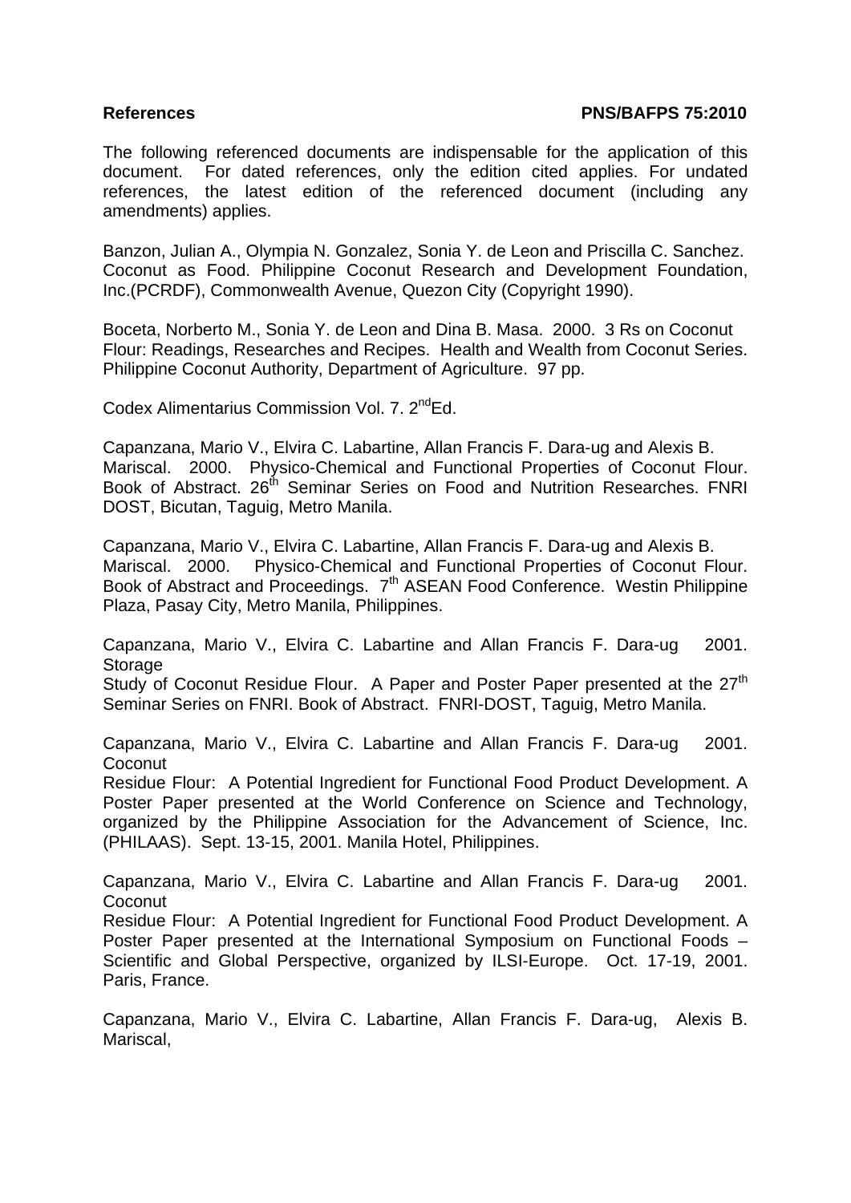## References

The following referenced documents are indispensable for the application of this document. For dated references, only the edition cited applies. For undated references, the latest edition of the referenced document (including any amendments) applies.

Banzon, Julian A., Olympia N. Gonzalez, Sonia Y. de Leon and Priscilla C. Sanchez. Coconut as Food. Philippine Coconut Research and Development Foundation, Inc.(PCRDF), Commonwealth Avenue, Quezon City (Copyright 1990).

Boceta, Norberto M., Sonia Y. de Leon and Dina B. Masa. 2000. 3 Rs on Coconut Flour: Readings, Researches and Recipes. Health and Wealth from Coconut Series. Philippine Coconut Authority, Department of Agriculture. 97 pp.

Codex Alimentarius Commission Vol. 7. 2nd Ed.

Capanzana, Mario V., Elvira C. Labartine, Allan Francis F. Dara-ug and Alexis B. Mariscal. 2000. Physico-Chemical and Functional Properties of Coconut Flour. Book of Abstract. 26th Seminar Series on Food and Nutrition Researches. FNRI DOST, Bicutan, Taguig, Metro Manila.

Capanzana, Mario V., Elvira C. Labartine, Allan Francis F. Dara-ug and Alexis B. Mariscal. 2000. Physico-Chemical and Functional Properties of Coconut Flour. Book of Abstract and Proceedings. 7th ASEAN Food Conference. Westin Philippine Plaza, Pasay City, Metro Manila, Philippines.

Capanzana, Mario V., Elvira C. Labartine and Allan Francis F. Dara-ug 2001. Storage Study of Coconut Residue Flour. A Paper and Poster Paper presented at the 27th Seminar Series on FNRI. Book of Abstract. FNRI-DOST, Taguig, Metro Manila.

Capanzana, Mario V., Elvira C. Labartine and Allan Francis F. Dara-ug 2001. Coconut Residue Flour: A Potential Ingredient for Functional Food Product Development. A Poster Paper presented at the World Conference on Science and Technology, organized by the Philippine Association for the Advancement of Science, Inc. (PHILAAS). Sept. 13-15, 2001. Manila Hotel, Philippines.

Capanzana, Mario V., Elvira C. Labartine and Allan Francis F. Dara-ug 2001. Coconut Residue Flour: A Potential Ingredient for Functional Food Product Development. A Poster Paper presented at the International Symposium on Functional Foods – Scientific and Global Perspective, organized by ILSI-Europe. Oct. 17-19, 2001. Paris, France.

Capanzana, Mario V., Elvira C. Labartine, Allan Francis F. Dara-ug, Alexis B. Mariscal,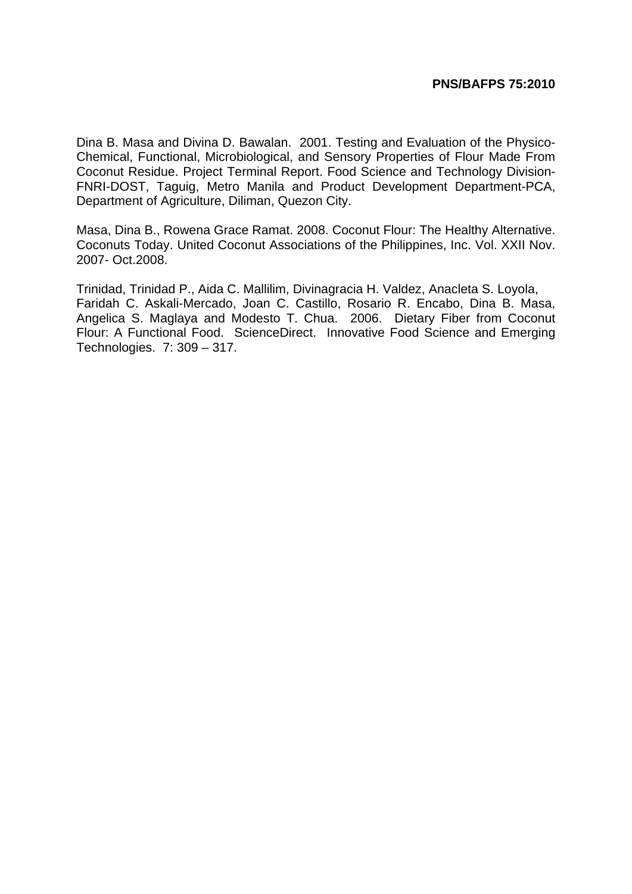Dina B. Masa and Divina D. Bawalan. 2001. Testing and Evaluation of the Physico-Chemical, Functional, Microbiological, and Sensory Properties of Flour Made From Coconut Residue. Project Terminal Report. Food Science and Technology Division-FNRI-DOST, Taguig, Metro Manila and Product Development Department-PCA, Department of Agriculture, Diliman, Quezon City.

Masa, Dina B., Rowena Grace Ramat. 2008. Coconut Flour: The Healthy Alternative. Coconuts Today. United Coconut Associations of the Philippines, Inc. Vol. XXII Nov. 2007- Oct.2008.

Trinidad, Trinidad P., Aida C. Mallilim, Divinagracia H. Valdez, Anacleta S. Loyola, Faridah C. Askali-Mercado, Joan C. Castillo, Rosario R. Encabo, Dina B. Masa, Angelica S. Maglaya and Modesto T. Chua. 2006. Dietary Fiber from Coconut Flour: A Functional Food. ScienceDirect. Innovative Food Science and Emerging Technologies. 7: 309 – 317.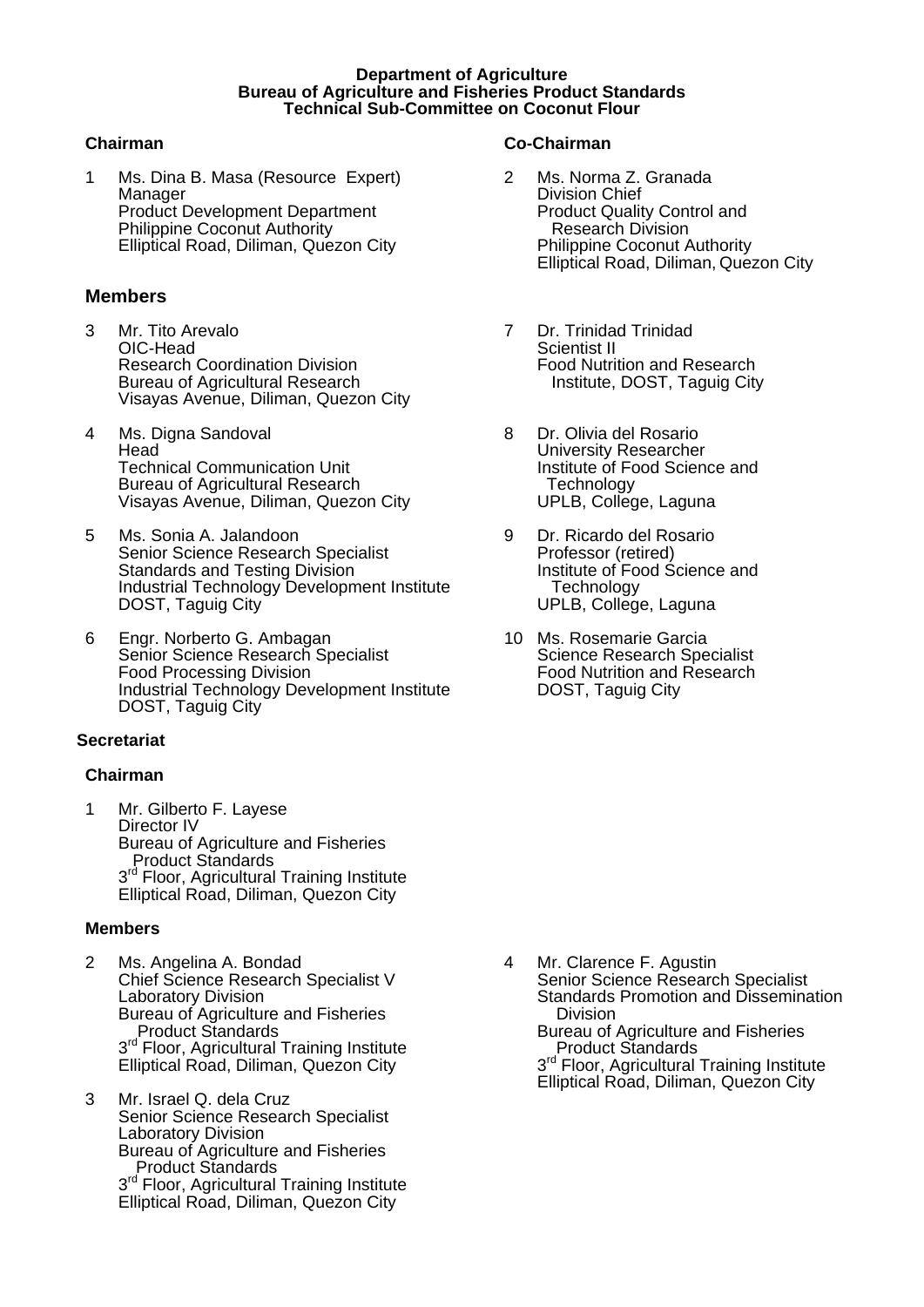**Department of Agriculture**
**Bureau of Agriculture and Fisheries Product Standards**
**Technical Sub-Committee on Coconut Flour**

### Chairman

1. Ms. Dina B. Masa (Resource Expert)
   Manager
   Product Development Department
   Philippine Coconut Authority
   Elliptical Road, Diliman, Quezon City

### Co-Chairman

2. Ms. Norma Z. Granada
   Division Chief
   Product Quality Control and Research Division
   Philippine Coconut Authority
   Elliptical Road, Diliman, Quezon City

### Members

3. Mr. Tito Arevalo
   OIC-Head
   Research Coordination Division
   Bureau of Agricultural Research
   Visayas Avenue, Diliman, Quezon City

4. Ms. Digna Sandoval
   Head
   Technical Communication Unit
   Bureau of Agricultural Research
   Visayas Avenue, Diliman, Quezon City

5. Ms. Sonia A. Jalandoon
   Senior Science Research Specialist
   Standards and Testing Division
   Industrial Technology Development Institute
   DOST, Taguig City

6. Engr. Norberto G. Ambagan
   Senior Science Research Specialist
   Food Processing Division
   Industrial Technology Development Institute
   DOST, Taguig City

7. Dr. Trinidad Trinidad
   Scientist II
   Food Nutrition and Research Institute, DOST, Taguig City

8. Dr. Olivia del Rosario
   University Researcher
   Institute of Food Science and Technology
   UPLB, College, Laguna

9. Dr. Ricardo del Rosario
   Professor (retired)
   Institute of Food Science and Technology
   UPLB, College, Laguna

10. Ms. Rosemarie Garcia
    Science Research Specialist
    Food Nutrition and Research
    DOST, Taguig City

## Secretariat

### Chairman

1. Mr. Gilberto F. Layese
   Director IV
   Bureau of Agriculture and Fisheries Product Standards
   3rd Floor, Agricultural Training Institute
   Elliptical Road, Diliman, Quezon City

### Members

2. Ms. Angelina A. Bondad
   Chief Science Research Specialist V
   Laboratory Division
   Bureau of Agriculture and Fisheries Product Standards
   3rd Floor, Agricultural Training Institute
   Elliptical Road, Diliman, Quezon City

3. Mr. Israel Q. dela Cruz
   Senior Science Research Specialist
   Laboratory Division
   Bureau of Agriculture and Fisheries Product Standards
   3rd Floor, Agricultural Training Institute
   Elliptical Road, Diliman, Quezon City

4. Mr. Clarence F. Agustin
   Senior Science Research Specialist
   Standards Promotion and Dissemination Division
   Bureau of Agriculture and Fisheries Product Standards
   3rd Floor, Agricultural Training Institute
   Elliptical Road, Diliman, Quezon City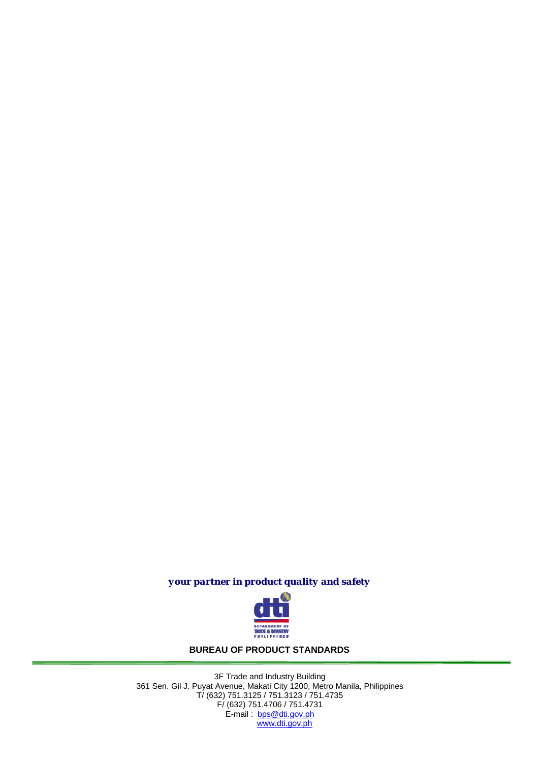***your partner in product quality and safety***

DEPARTMENT OF TRADE & INDUSTRY PHILIPPINES

**BUREAU OF PRODUCT STANDARDS**

3F Trade and Industry Building
361 Sen. Gil J. Puyat Avenue, Makati City 1200, Metro Manila, Philippines
T/ (632) 751.3125 / 751.3123 / 751.4735
F/ (632) 751.4706 / 751.4731
E-mail : bps@dti.gov.ph
www.dti.gov.ph